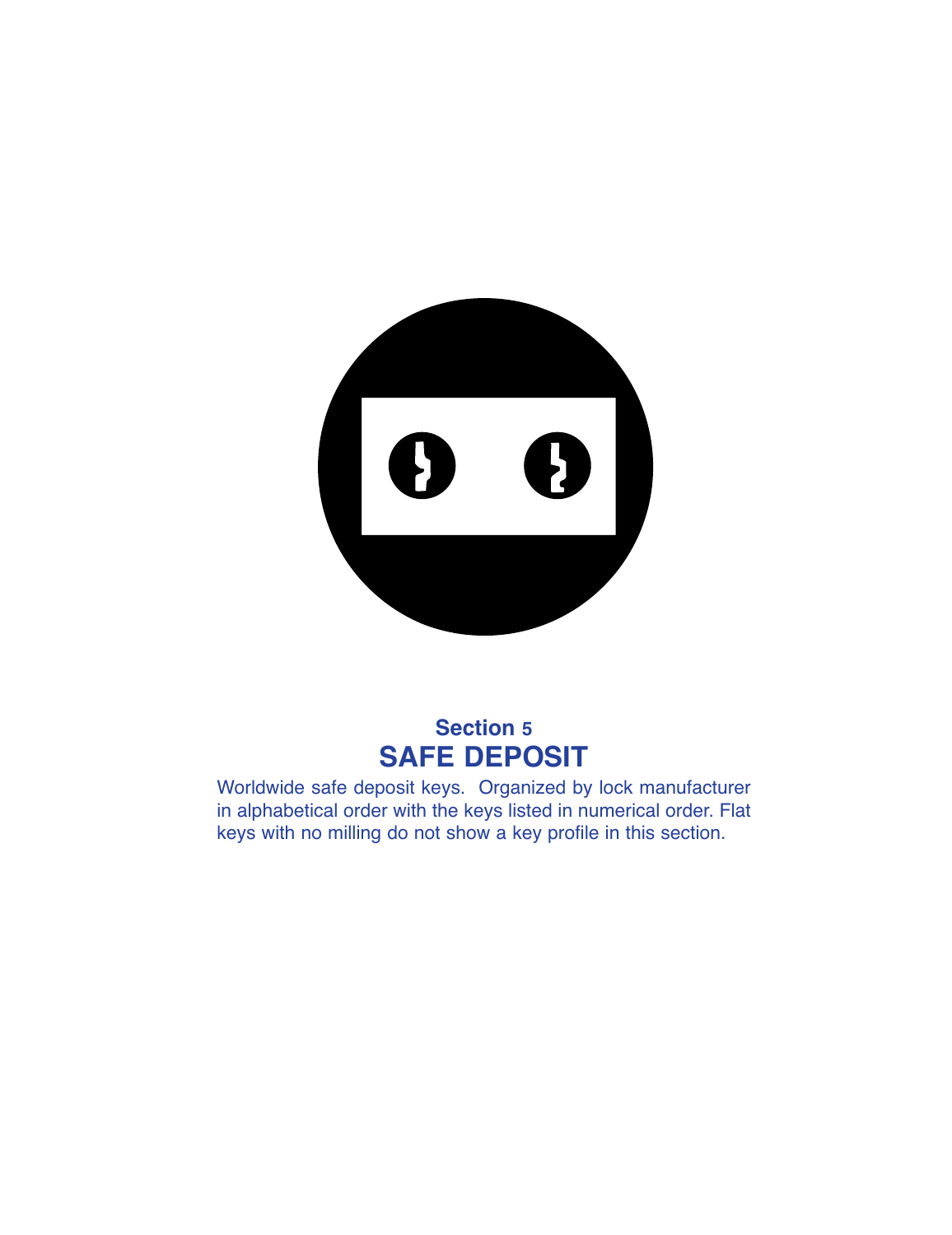## Section 5

# SAFE DEPOSIT

Worldwide safe deposit keys. Organized by lock manufacturer in alphabetical order with the keys listed in numerical order. Flat keys with no milling do not show a key profile in this section.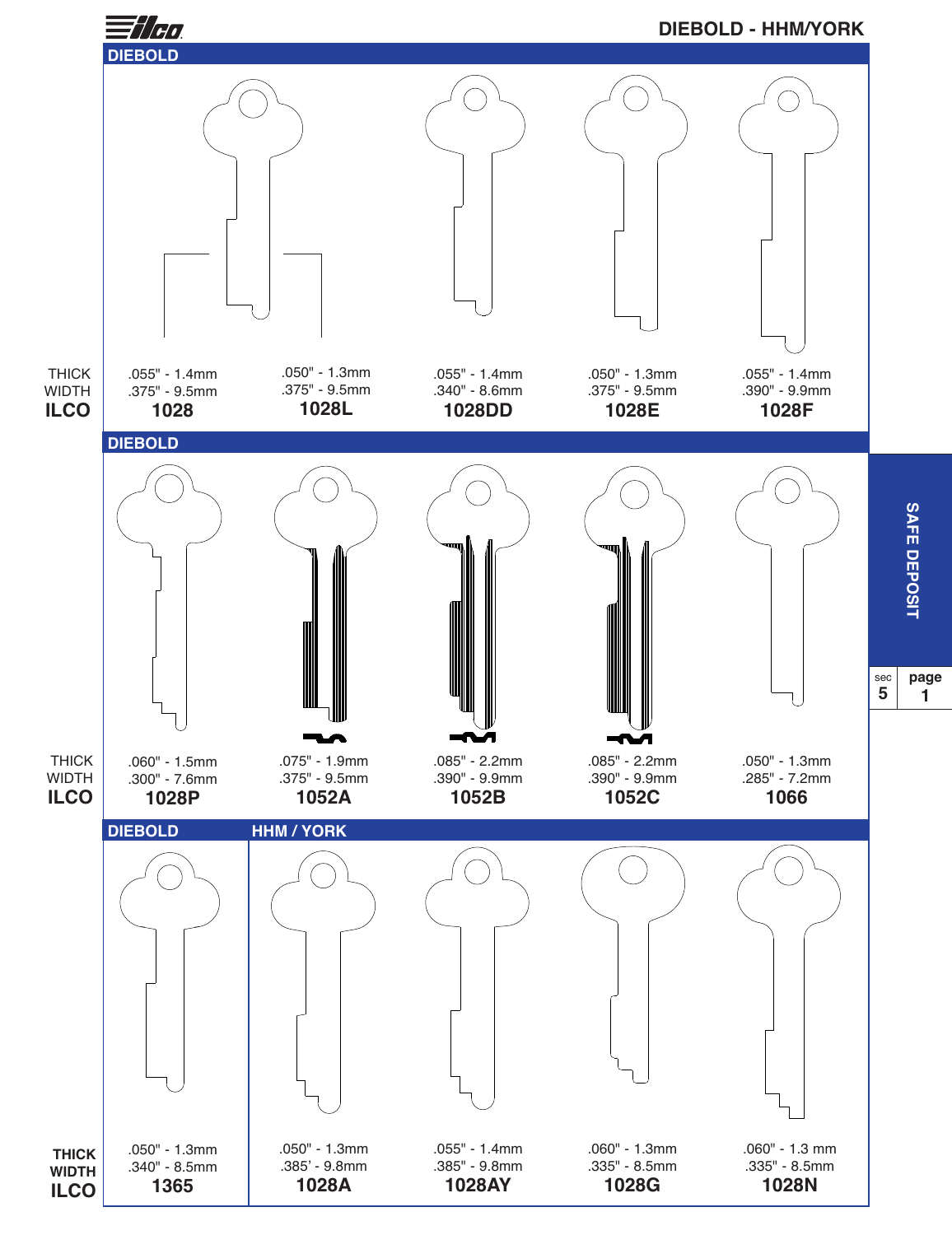# DIEBOLD - HHM/YORK

## DIEBOLD

| | 1028 | 1028L | 1028DD | 1028E | 1028F |
|---|---|---|---|---|---|
| THICK | .055" - 1.4mm | .050" - 1.3mm | .055" - 1.4mm | .050" - 1.3mm | .055" - 1.4mm |
| WIDTH | .375" - 9.5mm | .375" - 9.5mm | .340" - 8.6mm | .375" - 9.5mm | .390" - 9.9mm |
| ILCO | 1028 | 1028L | 1028DD | 1028E | 1028F |

## DIEBOLD

| | 1028P | 1052A | 1052B | 1052C | 1066 |
|---|---|---|---|---|---|
| THICK | .060" - 1.5mm | .075" - 1.9mm | .085" - 2.2mm | .085" - 2.2mm | .050" - 1.3mm |
| WIDTH | .300" - 7.6mm | .375" - 9.5mm | .390" - 9.9mm | .390" - 9.9mm | .285" - 7.2mm |
| ILCO | 1028P | 1052A | 1052B | 1052C | 1066 |

## DIEBOLD / HHM / YORK

| | DIEBOLD | HHM / YORK | | | |
|---|---|---|---|---|---|
| THICK | .050" - 1.3mm | .050" - 1.3mm | .055" - 1.4mm | .060" - 1.3mm | .060" - 1.3 mm |
| WIDTH | .340" - 8.5mm | .385' - 9.8mm | .385" - 9.8mm | .335" - 8.5mm | .335" - 8.5mm |
| ILCO | 1365 | 1028A | 1028AY | 1028G | 1028N |

SAFE DEPOSIT

sec 5 page 1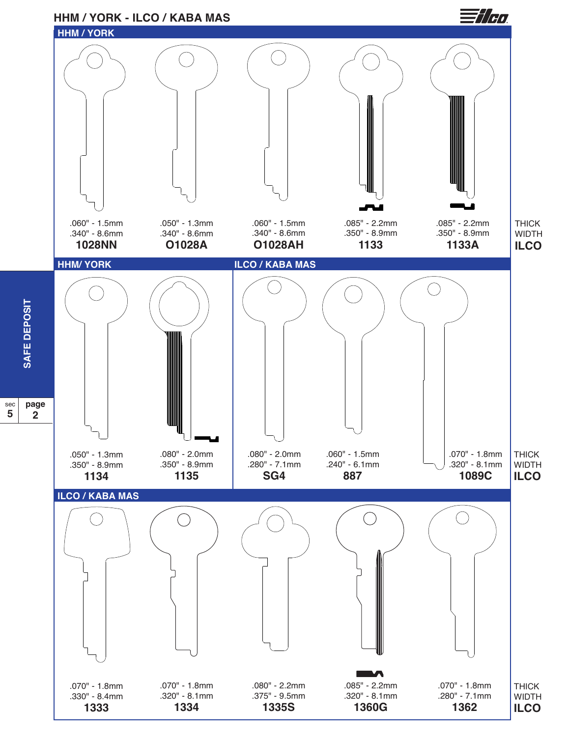# HHM / YORK - ILCO / KABA MAS

## HHM / YORK

| | 1028NN | O1028A | O1028AH | 1133 | 1133A |
|---|---|---|---|---|---|
| THICK | .060" - 1.5mm | .050" - 1.3mm | .060" - 1.5mm | .085" - 2.2mm | .085" - 2.2mm |
| WIDTH | .340" - 8.6mm | .340" - 8.6mm | .340" - 8.6mm | .350" - 8.9mm | .350" - 8.9mm |

## HHM/ YORK

| | 1134 | 1135 |
|---|---|---|
| THICK | .050" - 1.3mm | .080" - 2.0mm |
| WIDTH | .350" - 8.9mm | .350" - 8.9mm |

## ILCO / KABA MAS

| | SG4 | 887 | 1089C |
|---|---|---|---|
| THICK | .080" - 2.0mm | .060" - 1.5mm | .070" - 1.8mm |
| WIDTH | .280" - 7.1mm | .240" - 6.1mm | .320" - 8.1mm |

## ILCO / KABA MAS

| | 1333 | 1334 | 1335S | 1360G | 1362 |
|---|---|---|---|---|---|
| THICK | .070" - 1.8mm | .070" - 1.8mm | .080" - 2.2mm | .085" - 2.2mm | .070" - 1.8mm |
| WIDTH | .330" - 8.4mm | .320" - 8.1mm | .375" - 9.5mm | .320" - 8.1mm | .280" - 7.1mm |

SAFE DEPOSIT

sec 5 page 2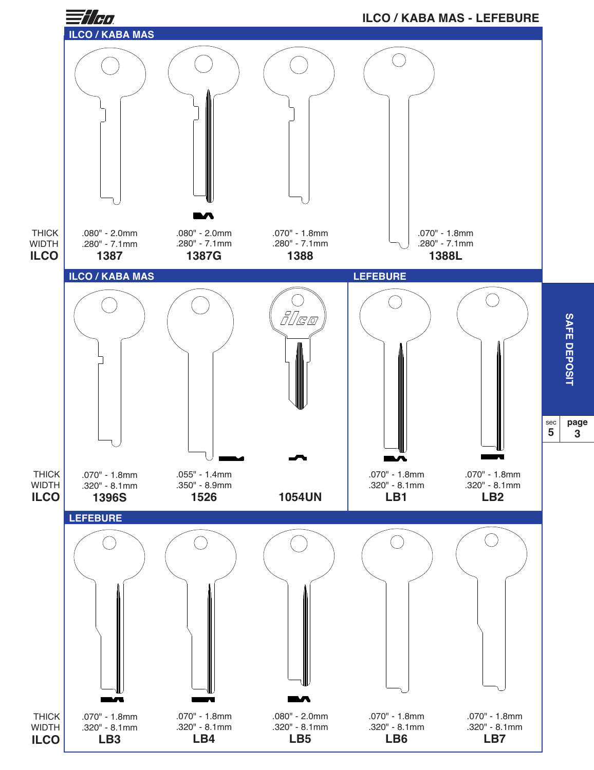# ILCO / KABA MAS - LEFEBURE

## ILCO / KABA MAS

| | | | | |
|---|---|---|---|---|
| THICK | .080" - 2.0mm | .080" - 2.0mm | .070" - 1.8mm | .070" - 1.8mm |
| WIDTH | .280" - 7.1mm | .280" - 7.1mm | .280" - 7.1mm | .280" - 7.1mm |
| **ILCO** | **1387** | **1387G** | **1388** | **1388L** |

## ILCO / KABA MAS

| | | | |
|---|---|---|---|
| THICK | .070" - 1.8mm | .055" - 1.4mm | |
| WIDTH | .320" - 8.1mm | .350" - 8.9mm | |
| **ILCO** | **1396S** | **1526** | **1054UN** |

## LEFEBURE

| | | |
|---|---|---|
| THICK | .070" - 1.8mm | .070" - 1.8mm |
| WIDTH | .320" - 8.1mm | .320" - 8.1mm |
| **ILCO** | **LB1** | **LB2** |

## LEFEBURE

| | | | | | |
|---|---|---|---|---|---|
| THICK | .070" - 1.8mm | .070" - 1.8mm | .080" - 2.0mm | .070" - 1.8mm | .070" - 1.8mm |
| WIDTH | .320" - 8.1mm | .320" - 8.1mm | .320" - 8.1mm | .320" - 8.1mm | .320" - 8.1mm |
| **ILCO** | **LB3** | **LB4** | **LB5** | **LB6** | **LB7** |

SAFE DEPOSIT

sec 5 page 3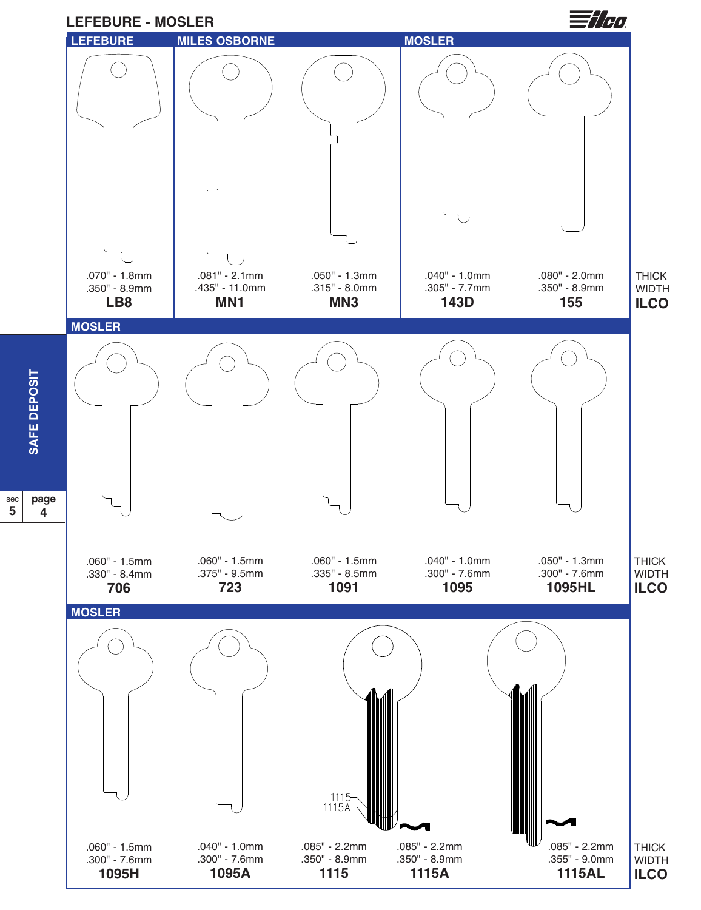# LEFEBURE - MOSLER

| LEFEBURE | MILES OSBORNE | | MOSLER | | |
|---|---|---|---|---|---|
| .070" - 1.8mm | .081" - 2.1mm | .050" - 1.3mm | .040" - 1.0mm | .080" - 2.0mm | THICK |
| .350" - 8.9mm | .435" - 11.0mm | .315" - 8.0mm | .305" - 7.7mm | .350" - 8.9mm | WIDTH |
| **LB8** | **MN1** | **MN3** | **143D** | **155** | **ILCO** |

| MOSLER | | | | | |
|---|---|---|---|---|---|
| .060" - 1.5mm | .060" - 1.5mm | .060" - 1.5mm | .040" - 1.0mm | .050" - 1.3mm | THICK |
| .330" - 8.4mm | .375" - 9.5mm | .335" - 8.5mm | .300" - 7.6mm | .300" - 7.6mm | WIDTH |
| **706** | **723** | **1091** | **1095** | **1095HL** | **ILCO** |

| MOSLER | | | | | |
|---|---|---|---|---|---|
| .060" - 1.5mm | .040" - 1.0mm | .085" - 2.2mm | .085" - 2.2mm | .085" - 2.2mm | THICK |
| .300" - 7.6mm | .300" - 7.6mm | .350" - 8.9mm | .350" - 8.9mm | .355" - 9.0mm | WIDTH |
| **1095H** | **1095A** | **1115** | **1115A** | **1115AL** | **ILCO** |

SAFE DEPOSIT

sec 5 page 4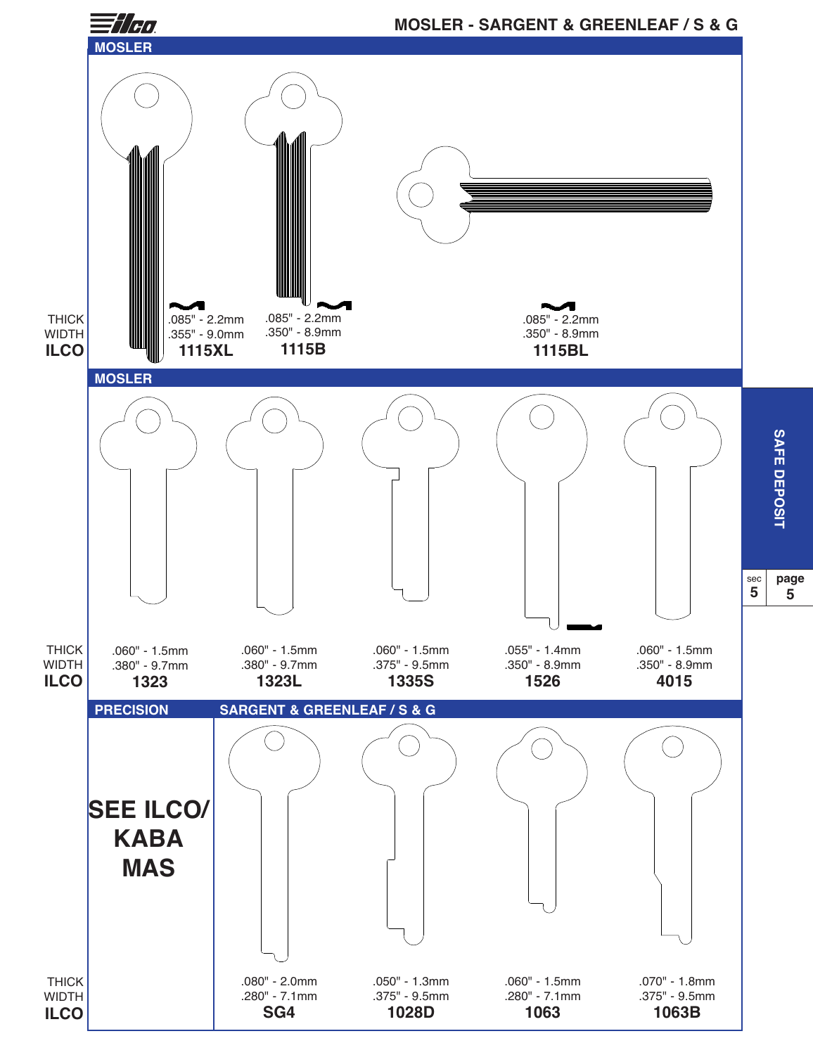# MOSLER - SARGENT & GREENLEAF / S & G

## MOSLER

| | 1115XL | 1115B | 1115BL |
|---|---|---|---|
| THICK | .085" - 2.2mm | .085" - 2.2mm | .085" - 2.2mm |
| WIDTH | .355" - 9.0mm | .350" - 8.9mm | .350" - 8.9mm |
| ILCO | 1115XL | 1115B | 1115BL |

## MOSLER

| | | | | | |
|---|---|---|---|---|---|
| THICK | .060" - 1.5mm | .060" - 1.5mm | .060" - 1.5mm | .055" - 1.4mm | .060" - 1.5mm |
| WIDTH | .380" - 9.7mm | .380" - 9.7mm | .375" - 9.5mm | .350" - 8.9mm | .350" - 8.9mm |
| ILCO | 1323 | 1323L | 1335S | 1526 | 4015 |

## PRECISION

**SEE ILCO/ KABA MAS**

## SARGENT & GREENLEAF / S & G

| | | | | |
|---|---|---|---|---|
| THICK | .080" - 2.0mm | .050" - 1.3mm | .060" - 1.5mm | .070" - 1.8mm |
| WIDTH | .280" - 7.1mm | .375" - 9.5mm | .280" - 7.1mm | .375" - 9.5mm |
| ILCO | SG4 | 1028D | 1063 | 1063B |

SAFE DEPOSIT

sec 5 page 5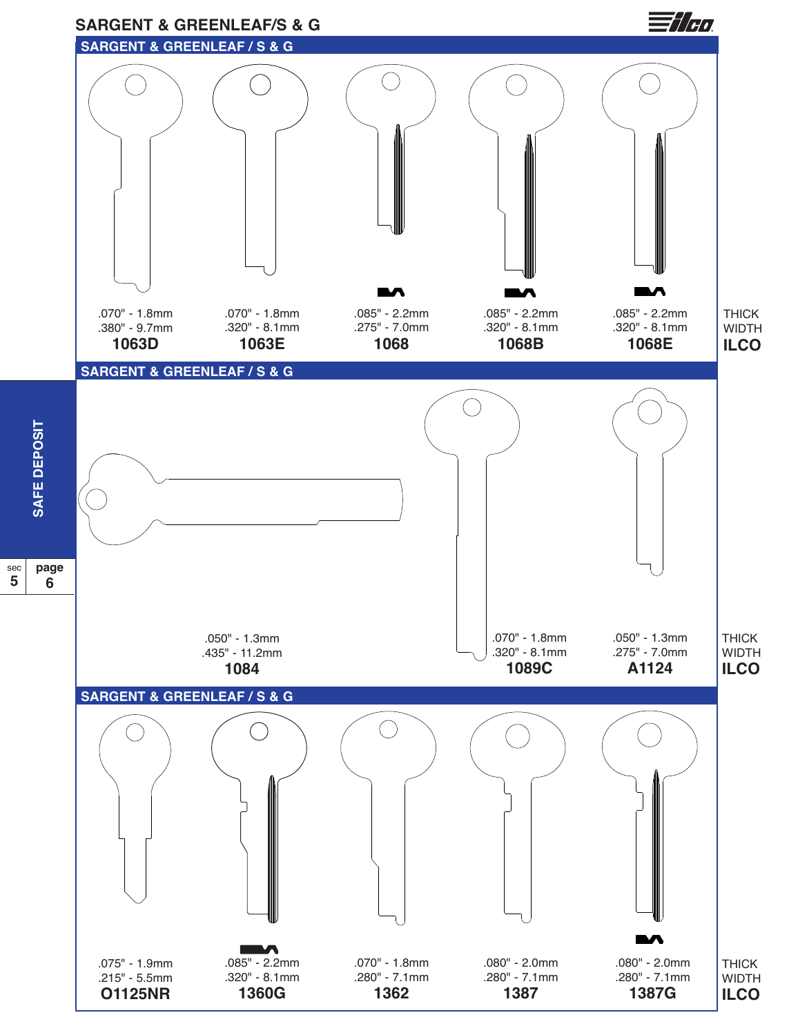# SARGENT & GREENLEAF/S & G

## SARGENT & GREENLEAF / S & G

| | 1063D | 1063E | 1068 | 1068B | 1068E |
|---|---|---|---|---|---|
| THICK | .070" - 1.8mm | .070" - 1.8mm | .085" - 2.2mm | .085" - 2.2mm | .085" - 2.2mm |
| WIDTH | .380" - 9.7mm | .320" - 8.1mm | .275" - 7.0mm | .320" - 8.1mm | .320" - 8.1mm |
| ILCO | **1063D** | **1063E** | **1068** | **1068B** | **1068E** |

## SARGENT & GREENLEAF / S & G

| | 1084 | 1089C | A1124 |
|---|---|---|---|
| THICK | .050" - 1.3mm | .070" - 1.8mm | .050" - 1.3mm |
| WIDTH | .435" - 11.2mm | .320" - 8.1mm | .275" - 7.0mm |
| ILCO | **1084** | **1089C** | **A1124** |

## SARGENT & GREENLEAF / S & G

| | O1125NR | 1360G | 1362 | 1387 | 1387G |
|---|---|---|---|---|---|
| THICK | .075" - 1.9mm | .085" - 2.2mm | .070" - 1.8mm | .080" - 2.0mm | .080" - 2.0mm |
| WIDTH | .215" - 5.5mm | .320" - 8.1mm | .280" - 7.1mm | .280" - 7.1mm | .280" - 7.1mm |
| ILCO | **O1125NR** | **1360G** | **1362** | **1387** | **1387G** |

SAFE DEPOSIT

sec 5 page 6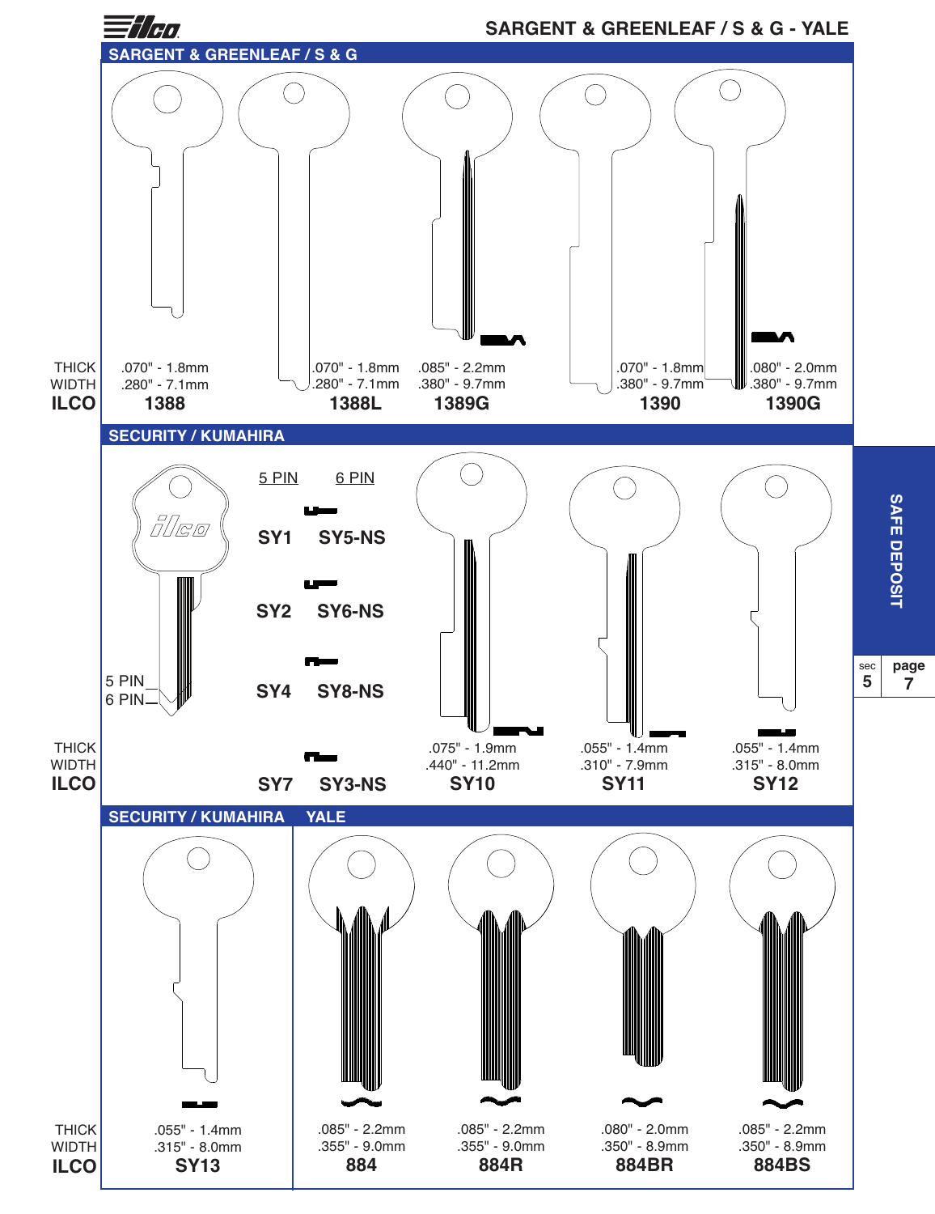# SARGENT & GREENLEAF / S & G - YALE

## SARGENT & GREENLEAF / S & G

| | 1388 | 1388L | 1389G | 1390 | 1390G |
|---|---|---|---|---|---|
| THICK | .070" - 1.8mm | .070" - 1.8mm | .085" - 2.2mm | .070" - 1.8mm | .080" - 2.0mm |
| WIDTH | .280" - 7.1mm | .280" - 7.1mm | .380" - 9.7mm | .380" - 9.7mm | .380" - 9.7mm |
| ILCO | 1388 | 1388L | 1389G | 1390 | 1390G |

## SECURITY / KUMAHIRA

5 PIN
6 PIN

| 5 PIN | 6 PIN |
|---|---|
| SY1 | SY5-NS |
| SY2 | SY6-NS |
| SY4 | SY8-NS |
| SY7 | SY3-NS |

| | SY10 | SY11 | SY12 |
|---|---|---|---|
| THICK | .075" - 1.9mm | .055" - 1.4mm | .055" - 1.4mm |
| WIDTH | .440" - 11.2mm | .310" - 7.9mm | .315" - 8.0mm |
| ILCO | SY10 | SY11 | SY12 |

## SECURITY / KUMAHIRA — YALE

| | SY13 | 884 | 884R | 884BR | 884BS |
|---|---|---|---|---|---|
| THICK | .055" - 1.4mm | .085" - 2.2mm | .085" - 2.2mm | .080" - 2.0mm | .085" - 2.2mm |
| WIDTH | .315" - 8.0mm | .355" - 9.0mm | .355" - 9.0mm | .350" - 8.9mm | .350" - 8.9mm |
| ILCO | SY13 | 884 | 884R | 884BR | 884BS |

SAFE DEPOSIT

sec 5 page 7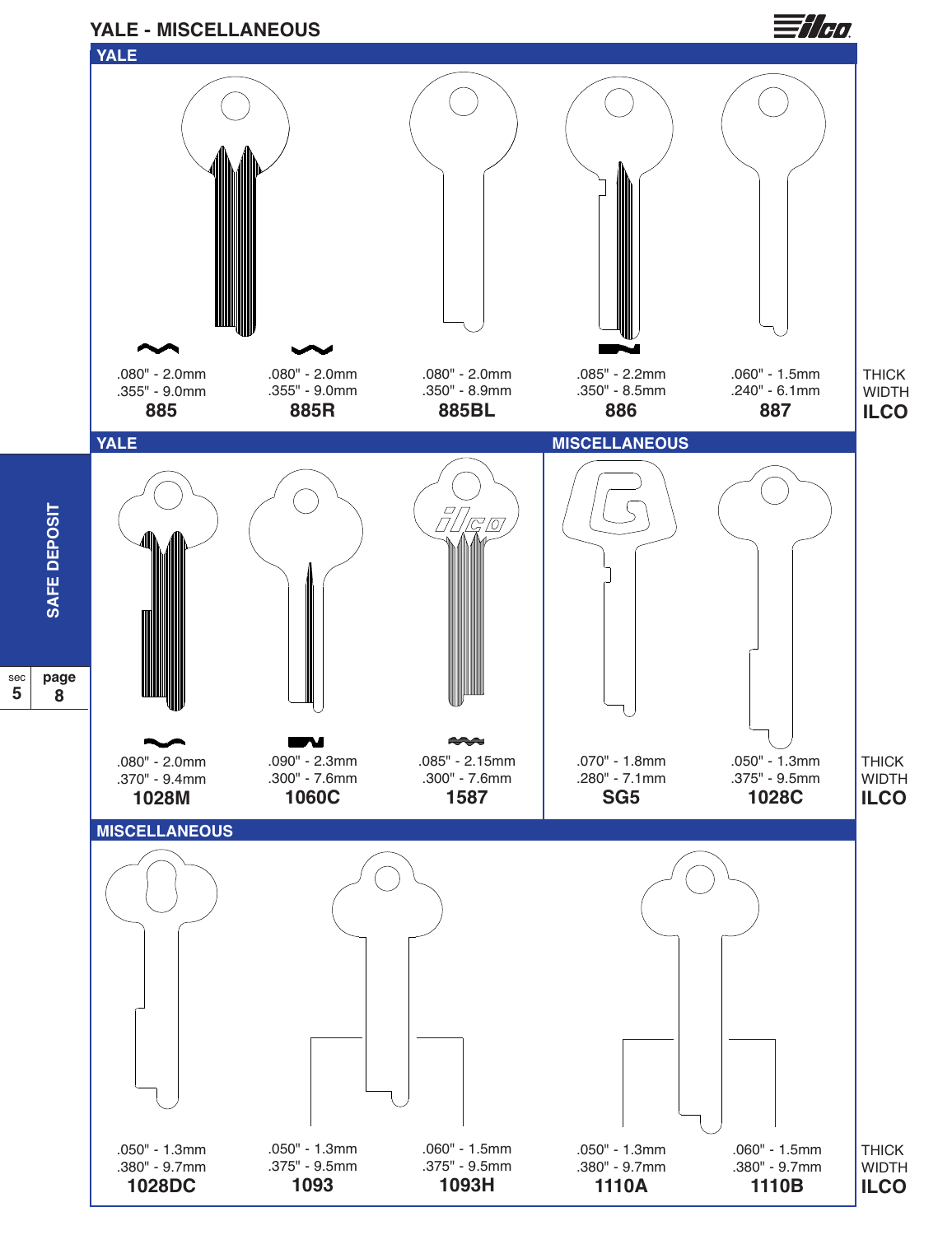# YALE - MISCELLANEOUS

SAFE DEPOSIT

sec 5 page 8

## YALE

| | 885 | 885R | 885BL | 886 | 887 |
|---|---|---|---|---|---|
| THICK | .080" - 2.0mm | .080" - 2.0mm | .080" - 2.0mm | .085" - 2.2mm | .060" - 1.5mm |
| WIDTH | .355" - 9.0mm | .355" - 9.0mm | .350" - 8.9mm | .350" - 8.5mm | .240" - 6.1mm |
| ILCO | 885 | 885R | 885BL | 886 | 887 |

## YALE / MISCELLANEOUS

| | 1028M | 1060C | 1587 | SG5 | 1028C |
|---|---|---|---|---|---|
| THICK | .080" - 2.0mm | .090" - 2.3mm | .085" - 2.15mm | .070" - 1.8mm | .050" - 1.3mm |
| WIDTH | .370" - 9.4mm | .300" - 7.6mm | .300" - 7.6mm | .280" - 7.1mm | .375" - 9.5mm |
| ILCO | 1028M | 1060C | 1587 | SG5 | 1028C |

## MISCELLANEOUS

| | 1028DC | 1093 | 1093H | 1110A | 1110B |
|---|---|---|---|---|---|
| THICK | .050" - 1.3mm | .050" - 1.3mm | .060" - 1.5mm | .050" - 1.3mm | .060" - 1.5mm |
| WIDTH | .380" - 9.7mm | .375" - 9.5mm | .375" - 9.5mm | .380" - 9.7mm | .380" - 9.7mm |
| ILCO | 1028DC | 1093 | 1093H | 1110A | 1110B |